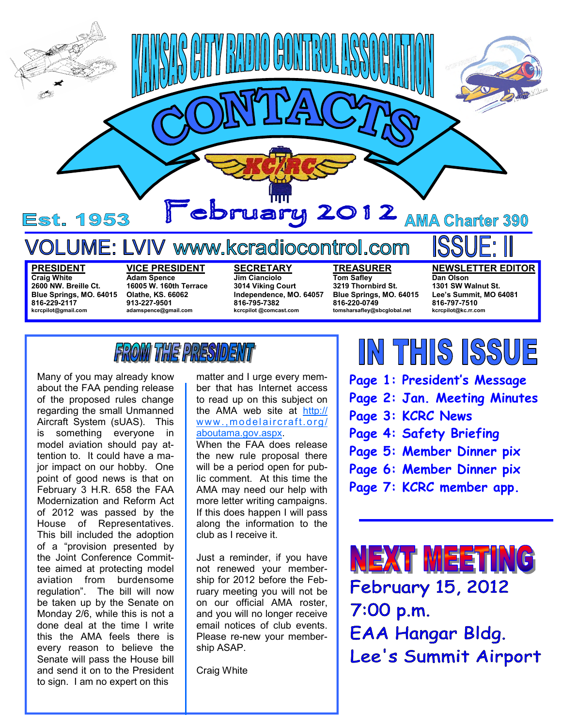# KANSAS CITY RADIO CONTROL ASSOCIATION

# CONTACTS

KC/RC

Est. 1953 — February 2012 — AMA Charter 390

VOLUME: LVIV www.kcradiocontrol.com ISSUE: II

| PRESIDENT | VICE PRESIDENT | SECRETARY | TREASURER | NEWSLETTER EDITOR |
|---|---|---|---|---|
| Craig White | Adam Spence | Jim Cianciolo | Tom Safley | Dan Olson |
| 2600 NW. Breille Ct. | 16005 W. 160th Terrace | 3014 Viking Court | 3219 Thornbird St. | 1301 SW Walnut St. |
| Blue Springs, MO. 64015 | Olathe, KS. 66062 | Independence, MO. 64057 | Blue Springs, MO. 64015 | Lee's Summit, MO 64081 |
| 816-229-2117 | 913-227-9501 | 816-795-7382 | 816-220-0749 | 816-797-7510 |
| kcrcpilot@gmail.com | adamspence@gmail.com | kcrcpilot @comcast.com | tomsharsafley@sbcglobal.net | kcrcpilot@kc.rr.com |

## FROM THE PRESIDENT

Many of you may already know about the FAA pending release of the proposed rules change regarding the small Unmanned Aircraft System (sUAS). This is something everyone in model aviation should pay attention to. It could have a major impact on our hobby. One point of good news is that on February 3 H.R. 658 the FAA Modernization and Reform Act of 2012 was passed by the House of Representatives. This bill included the adoption of a "provision presented by the Joint Conference Committee aimed at protecting model aviation from burdensome regulation". The bill will now be taken up by the Senate on Monday 2/6, while this is not a done deal at the time I write this the AMA feels there is every reason to believe the Senate will pass the House bill and send it on to the President to sign. I am no expert on this matter and I urge every member that has Internet access to read up on this subject on the AMA web site at http://www.,modelaircraft.org/aboutama.gov.aspx.

When the FAA does release the new rule proposal there will be a period open for public comment. At this time the AMA may need our help with more letter writing campaigns. If this does happen I will pass along the information to the club as I receive it.

Just a reminder, if you have not renewed your membership for 2012 before the February meeting you will not be on our official AMA roster, and you will no longer receive email notices of club events. Please re-new your membership ASAP.

Craig White

## IN THIS ISSUE

- Page 1: President's Message
- Page 2: Jan. Meeting Minutes
- Page 3: KCRC News
- Page 4: Safety Briefing
- Page 5: Member Dinner pix
- Page 6: Member Dinner pix
- Page 7: KCRC member app.

## NEXT MEETING

February 15, 2012
7:00 p.m.
EAA Hangar Bldg.
Lee's Summit Airport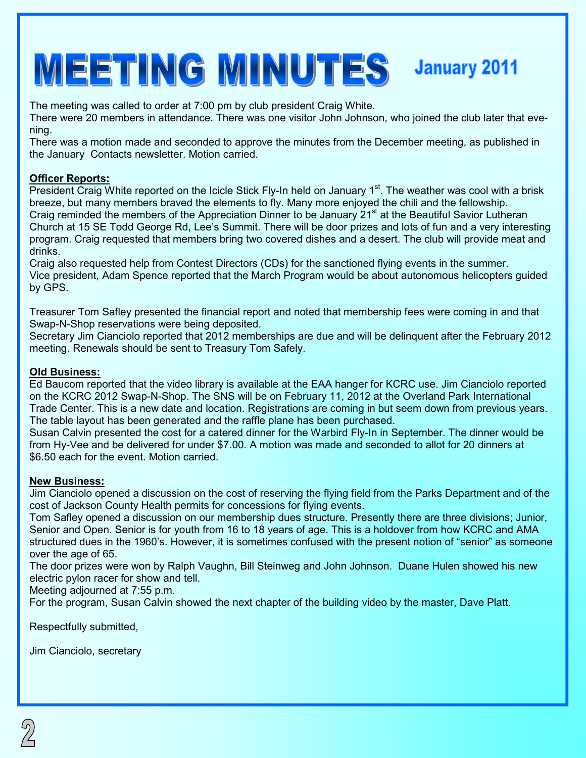# MEETING MINUTES January 2011

The meeting was called to order at 7:00 pm by club president Craig White.

There were 20 members in attendance. There was one visitor John Johnson, who joined the club later that evening.

There was a motion made and seconded to approve the minutes from the December meeting, as published in the January Contacts newsletter. Motion carried.

**Officer Reports:**

President Craig White reported on the Icicle Stick Fly-In held on January 1st. The weather was cool with a brisk breeze, but many members braved the elements to fly. Many more enjoyed the chili and the fellowship.

Craig reminded the members of the Appreciation Dinner to be January 21st at the Beautiful Savior Lutheran Church at 15 SE Todd George Rd, Lee's Summit. There will be door prizes and lots of fun and a very interesting program. Craig requested that members bring two covered dishes and a desert. The club will provide meat and drinks.

Craig also requested help from Contest Directors (CDs) for the sanctioned flying events in the summer.

Vice president, Adam Spence reported that the March Program would be about autonomous helicopters guided by GPS.

Treasurer Tom Safley presented the financial report and noted that membership fees were coming in and that Swap-N-Shop reservations were being deposited.

Secretary Jim Cianciolo reported that 2012 memberships are due and will be delinquent after the February 2012 meeting. Renewals should be sent to Treasury Tom Safely.

**Old Business:**

Ed Baucom reported that the video library is available at the EAA hanger for KCRC use. Jim Cianciolo reported on the KCRC 2012 Swap-N-Shop. The SNS will be on February 11, 2012 at the Overland Park International Trade Center. This is a new date and location. Registrations are coming in but seem down from previous years. The table layout has been generated and the raffle plane has been purchased.

Susan Calvin presented the cost for a catered dinner for the Warbird Fly-In in September. The dinner would be from Hy-Vee and be delivered for under $7.00. A motion was made and seconded to allot for 20 dinners at $6.50 each for the event. Motion carried.

**New Business:**

Jim Cianciolo opened a discussion on the cost of reserving the flying field from the Parks Department and of the cost of Jackson County Health permits for concessions for flying events.

Tom Safley opened a discussion on our membership dues structure. Presently there are three divisions; Junior, Senior and Open. Senior is for youth from 16 to 18 years of age. This is a holdover from how KCRC and AMA structured dues in the 1960's. However, it is sometimes confused with the present notion of "senior" as someone over the age of 65.

The door prizes were won by Ralph Vaughn, Bill Steinweg and John Johnson. Duane Hulen showed his new electric pylon racer for show and tell.

Meeting adjourned at 7:55 p.m.

For the program, Susan Calvin showed the next chapter of the building video by the master, Dave Platt.

Respectfully submitted,

Jim Cianciolo, secretary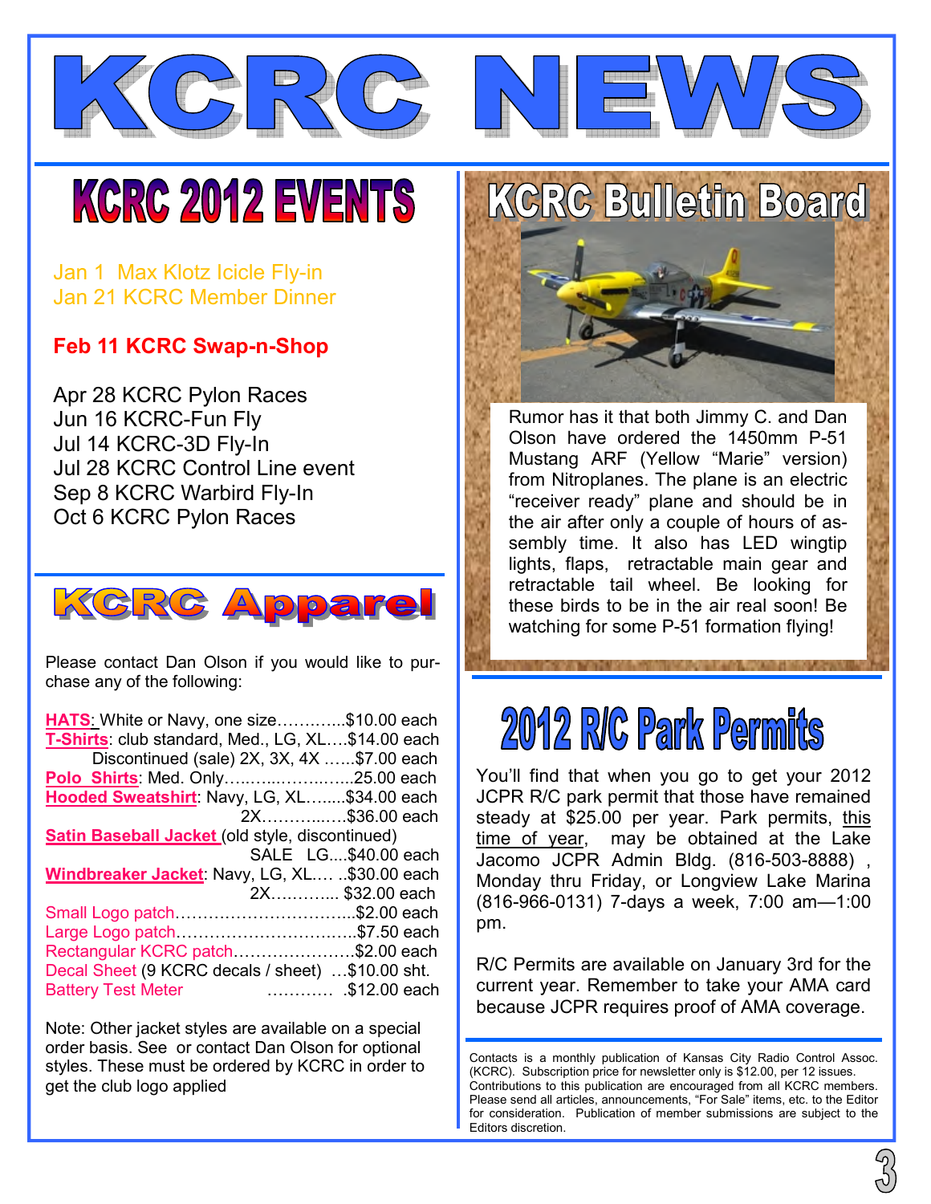# KCRC NEWS

## KCRC 2012 EVENTS

Jan 1 Max Klotz Icicle Fly-in
Jan 21 KCRC Member Dinner

**Feb 11 KCRC Swap-n-Shop**

Apr 28 KCRC Pylon Races
Jun 16 KCRC-Fun Fly
Jul 14 KCRC-3D Fly-In
Jul 28 KCRC Control Line event
Sep 8 KCRC Warbird Fly-In
Oct 6 KCRC Pylon Races

## KCRC Apparel

Please contact Dan Olson if you would like to purchase any of the following:

**HATS**: White or Navy, one size…………..$10.00 each
**T-Shirts**: club standard, Med., LG, XL….$14.00 each
Discontinued (sale) 2X, 3X, 4X ……$7.00 each
**Polo Shirts**: Med. Only…………………….25.00 each
**Hooded Sweatshirt**: Navy, LG, XL……..$34.00 each
2X…………….$36.00 each
**Satin Baseball Jacket** (old style, discontinued)
SALE LG....$40.00 each
**Windbreaker Jacket**: Navy, LG, XL…. ..$30.00 each
2X………….. $32.00 each
Small Logo patch…………………………...$2.00 each
Large Logo patch…………………………..$7.50 each
Rectangular KCRC patch…………………..$2.00 each
Decal Sheet (9 KCRC decals / sheet) …$10.00 sht.
Battery Test Meter ………… .$12.00 each

Note: Other jacket styles are available on a special order basis. See or contact Dan Olson for optional styles. These must be ordered by KCRC in order to get the club logo applied

## KCRC Bulletin Board

Rumor has it that both Jimmy C. and Dan Olson have ordered the 1450mm P-51 Mustang ARF (Yellow "Marie" version) from Nitroplanes. The plane is an electric "receiver ready" plane and should be in the air after only a couple of hours of assembly time. It also has LED wingtip lights, flaps, retractable main gear and retractable tail wheel. Be looking for these birds to be in the air real soon! Be watching for some P-51 formation flying!

## 2012 R/C Park Permits

You'll find that when you go to get your 2012 JCPR R/C park permit that those have remained steady at $25.00 per year. Park permits, this time of year, may be obtained at the Lake Jacomo JCPR Admin Bldg. (816-503-8888) , Monday thru Friday, or Longview Lake Marina (816-966-0131) 7-days a week, 7:00 am—1:00 pm.

R/C Permits are available on January 3rd for the current year. Remember to take your AMA card because JCPR requires proof of AMA coverage.

Contacts is a monthly publication of Kansas City Radio Control Assoc. (KCRC). Subscription price for newsletter only is $12.00, per 12 issues. Contributions to this publication are encouraged from all KCRC members. Please send all articles, announcements, "For Sale" items, etc. to the Editor for consideration. Publication of member submissions are subject to the Editors discretion.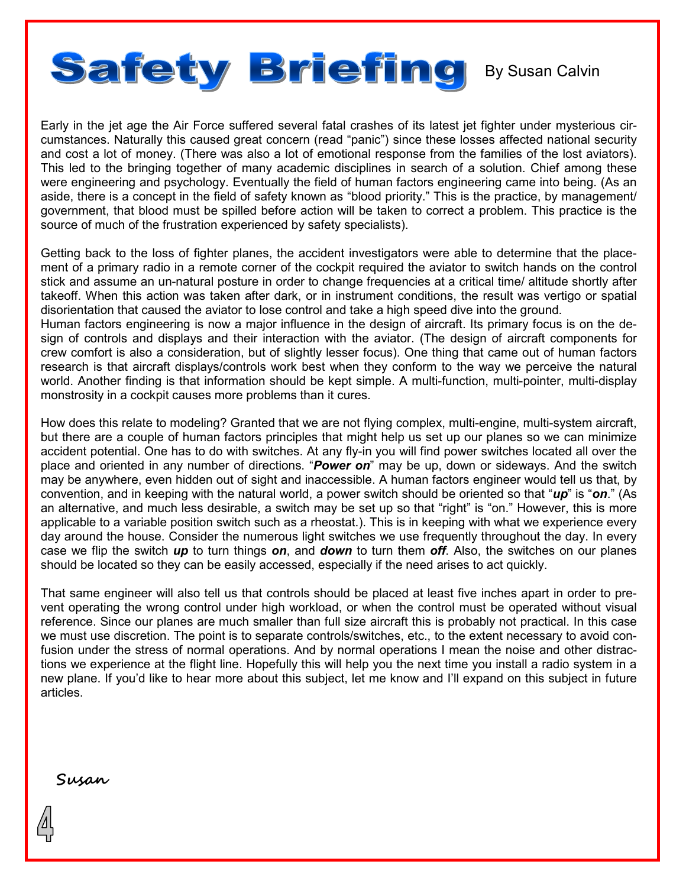# Safety Briefing

By Susan Calvin

Early in the jet age the Air Force suffered several fatal crashes of its latest jet fighter under mysterious circumstances. Naturally this caused great concern (read "panic") since these losses affected national security and cost a lot of money. (There was also a lot of emotional response from the families of the lost aviators). This led to the bringing together of many academic disciplines in search of a solution. Chief among these were engineering and psychology. Eventually the field of human factors engineering came into being. (As an aside, there is a concept in the field of safety known as "blood priority." This is the practice, by management/ government, that blood must be spilled before action will be taken to correct a problem. This practice is the source of much of the frustration experienced by safety specialists).

Getting back to the loss of fighter planes, the accident investigators were able to determine that the placement of a primary radio in a remote corner of the cockpit required the aviator to switch hands on the control stick and assume an un-natural posture in order to change frequencies at a critical time/ altitude shortly after takeoff. When this action was taken after dark, or in instrument conditions, the result was vertigo or spatial disorientation that caused the aviator to lose control and take a high speed dive into the ground.

Human factors engineering is now a major influence in the design of aircraft. Its primary focus is on the design of controls and displays and their interaction with the aviator. (The design of aircraft components for crew comfort is also a consideration, but of slightly lesser focus). One thing that came out of human factors research is that aircraft displays/controls work best when they conform to the way we perceive the natural world. Another finding is that information should be kept simple. A multi-function, multi-pointer, multi-display monstrosity in a cockpit causes more problems than it cures.

How does this relate to modeling? Granted that we are not flying complex, multi-engine, multi-system aircraft, but there are a couple of human factors principles that might help us set up our planes so we can minimize accident potential. One has to do with switches. At any fly-in you will find power switches located all over the place and oriented in any number of directions. "***Power on***" may be up, down or sideways. And the switch may be anywhere, even hidden out of sight and inaccessible. A human factors engineer would tell us that, by convention, and in keeping with the natural world, a power switch should be oriented so that "***up***" is "***on***." (As an alternative, and much less desirable, a switch may be set up so that "right" is "on." However, this is more applicable to a variable position switch such as a rheostat.). This is in keeping with what we experience every day around the house. Consider the numerous light switches we use frequently throughout the day. In every case we flip the switch ***up*** to turn things ***on***, and ***down*** to turn them ***off***. Also, the switches on our planes should be located so they can be easily accessed, especially if the need arises to act quickly.

That same engineer will also tell us that controls should be placed at least five inches apart in order to prevent operating the wrong control under high workload, or when the control must be operated without visual reference. Since our planes are much smaller than full size aircraft this is probably not practical. In this case we must use discretion. The point is to separate controls/switches, etc., to the extent necessary to avoid confusion under the stress of normal operations. And by normal operations I mean the noise and other distractions we experience at the flight line. Hopefully this will help you the next time you install a radio system in a new plane. If you'd like to hear more about this subject, let me know and I'll expand on this subject in future articles.

*Susan*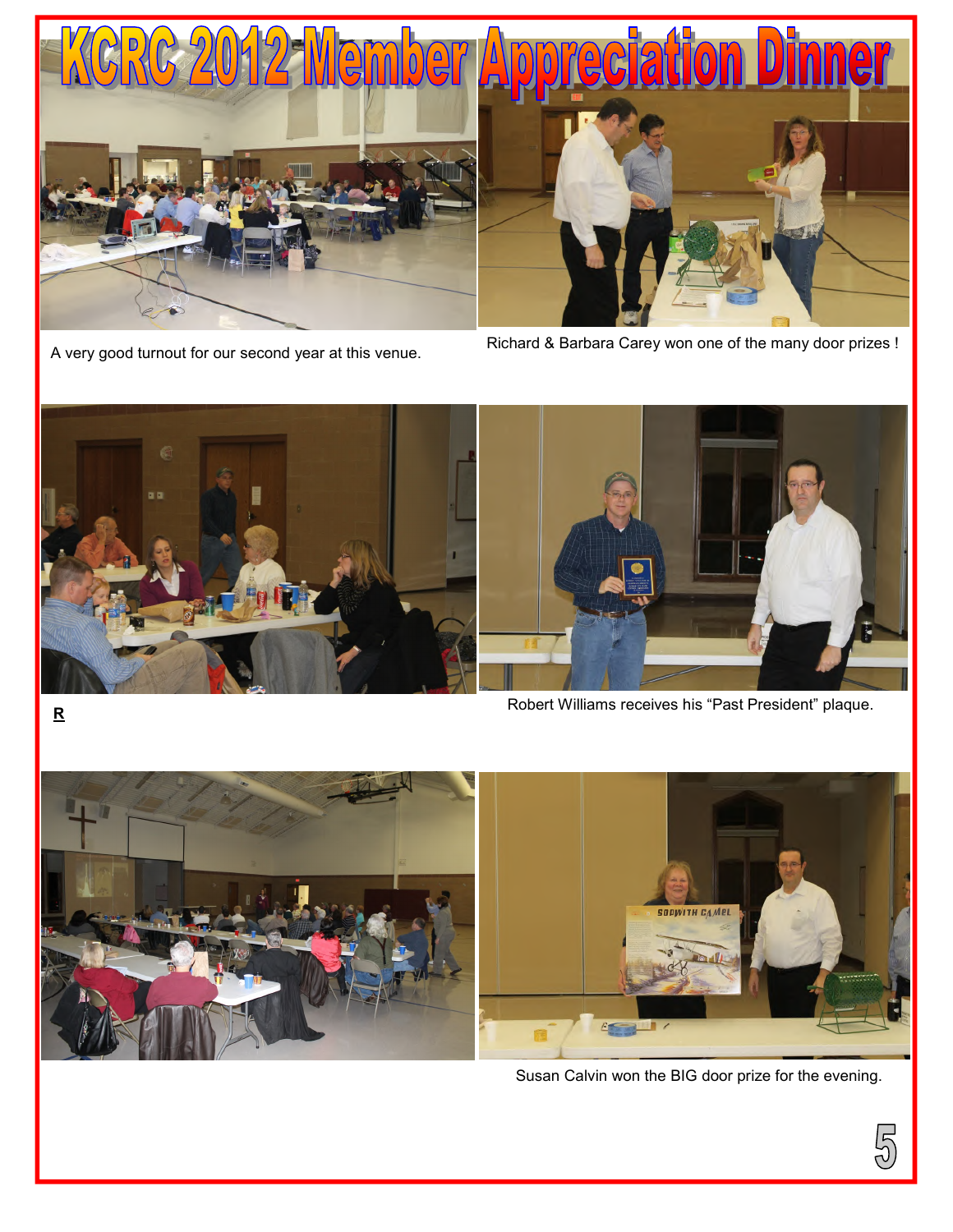# KCRC 2012 Member Appreciation Dinner

A very good turnout for our second year at this venue.

Richard & Barbara Carey won one of the many door prizes !

**R**

Robert Williams receives his "Past President" plaque.

Susan Calvin won the BIG door prize for the evening.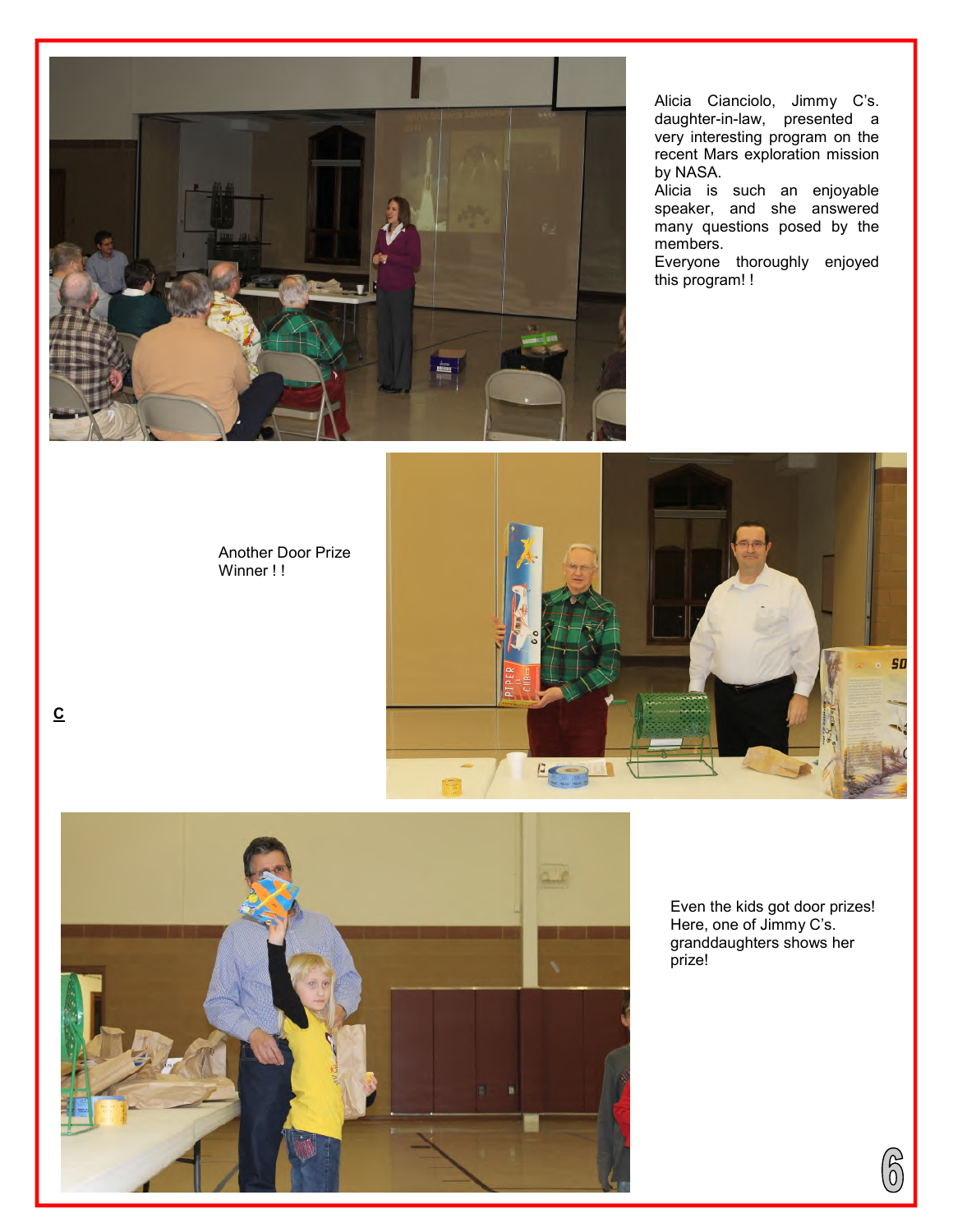Alicia Cianciolo, Jimmy C's. daughter-in-law, presented a very interesting program on the recent Mars exploration mission by NASA.
Alicia is such an enjoyable speaker, and she answered many questions posed by the members.
Everyone thoroughly enjoyed this program! !

Another Door Prize Winner ! !

**C**

Even the kids got door prizes! Here, one of Jimmy C's. granddaughters shows her prize!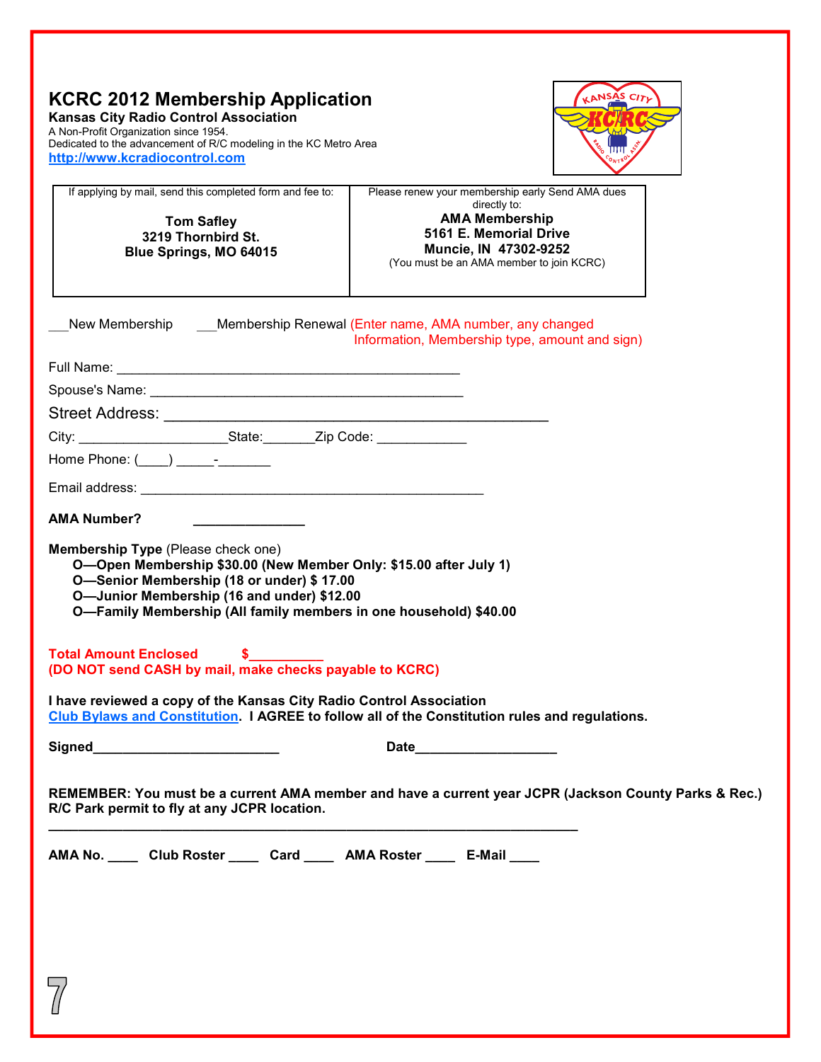# KCRC 2012 Membership Application

**Kansas City Radio Control Association**

A Non-Profit Organization since 1954.
Dedicated to the advancement of R/C modeling in the KC Metro Area
http://www.kcradiocontrol.com

| If applying by mail, send this completed form and fee to: | Please renew your membership early Send AMA dues directly to: |
|---|---|
| **Tom Safley**<br>**3219 Thornbird St.**<br>**Blue Springs, MO 64015** | **AMA Membership**<br>**5161 E. Memorial Drive**<br>**Muncie, IN 47302-9252**<br>(You must be an AMA member to join KCRC) |

___New Membership ___Membership Renewal (Enter name, AMA number, any changed Information, Membership type, amount and sign)

Full Name: _______________________________________________

Spouse's Name: ___________________________________________

Street Address: ___________________________________________

City: ____________________State:_______Zip Code: ____________

Home Phone: (____) _____-_______

Email address: _______________________________________________

**AMA Number?** _______________

**Membership Type** (Please check one)

- **O—Open Membership $30.00 (New Member Only: $15.00 after July 1)**
- **O—Senior Membership (18 or under) $ 17.00**
- **O—Junior Membership (16 and under) $12.00**
- **O—Family Membership (All family members in one household) $40.00**

**Total Amount Enclosed $__________**
**(DO NOT send CASH by mail, make checks payable to KCRC)**

**I have reviewed a copy of the Kansas City Radio Control Association Club Bylaws and Constitution. I AGREE to follow all of the Constitution rules and regulations.**

**Signed_________________________ Date___________________**

**REMEMBER: You must be a current AMA member and have a current year JCPR (Jackson County Parks & Rec.) R/C Park permit to fly at any JCPR location.**

---

**AMA No. ____ Club Roster ____ Card ____ AMA Roster ____ E-Mail ____**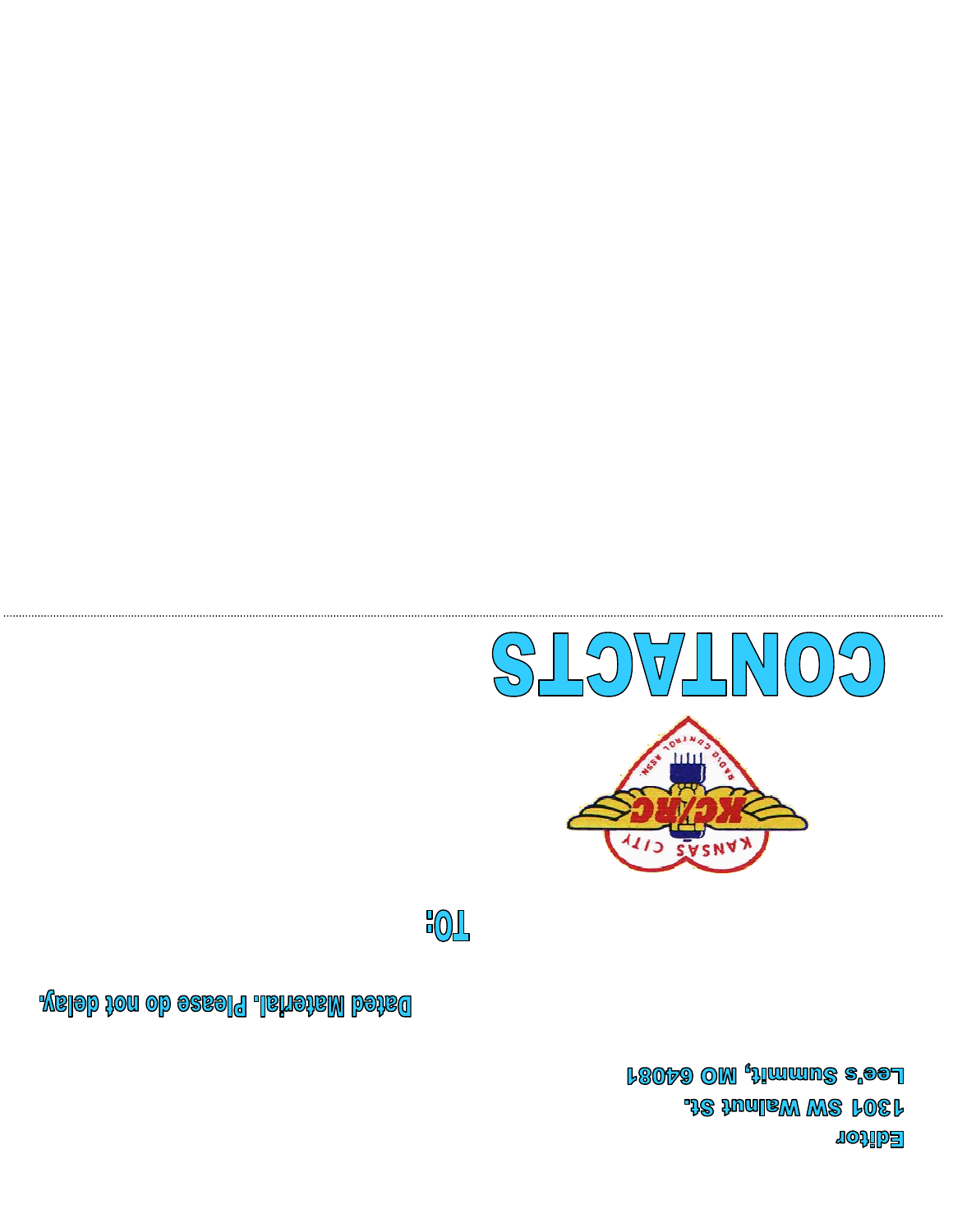# CONTACTS

TO:

**Dated Material. Please do not delay.**

**Editor**
**1301 SW Walnut St.**
**Lee's Summit, MO 64081**